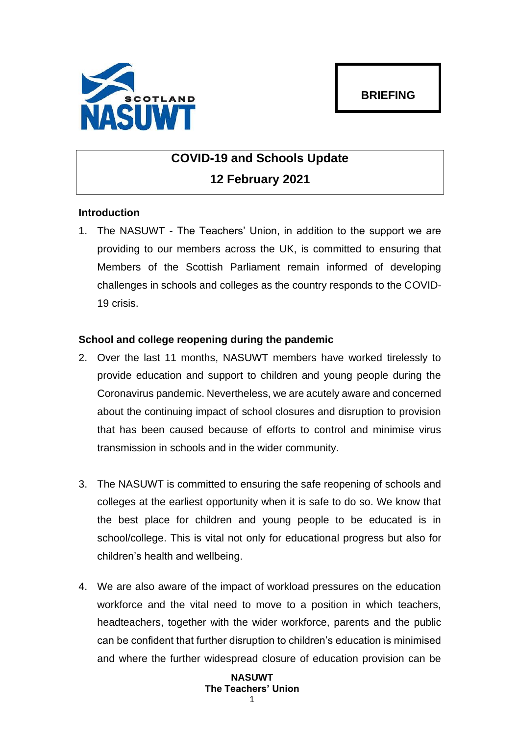**BRIEFING**

# COVID-19 and Schools Update

## 12 February 2021

### Introduction

1. The NASUWT - The Teachers' Union, in addition to the support we are providing to our members across the UK, is committed to ensuring that Members of the Scottish Parliament remain informed of developing challenges in schools and colleges as the country responds to the COVID-19 crisis.

### School and college reopening during the pandemic

2. Over the last 11 months, NASUWT members have worked tirelessly to provide education and support to children and young people during the Coronavirus pandemic. Nevertheless, we are acutely aware and concerned about the continuing impact of school closures and disruption to provision that has been caused because of efforts to control and minimise virus transmission in schools and in the wider community.

3. The NASUWT is committed to ensuring the safe reopening of schools and colleges at the earliest opportunity when it is safe to do so. We know that the best place for children and young people to be educated is in school/college. This is vital not only for educational progress but also for children's health and wellbeing.

4. We are also aware of the impact of workload pressures on the education workforce and the vital need to move to a position in which teachers, headteachers, together with the wider workforce, parents and the public can be confident that further disruption to children's education is minimised and where the further widespread closure of education provision can be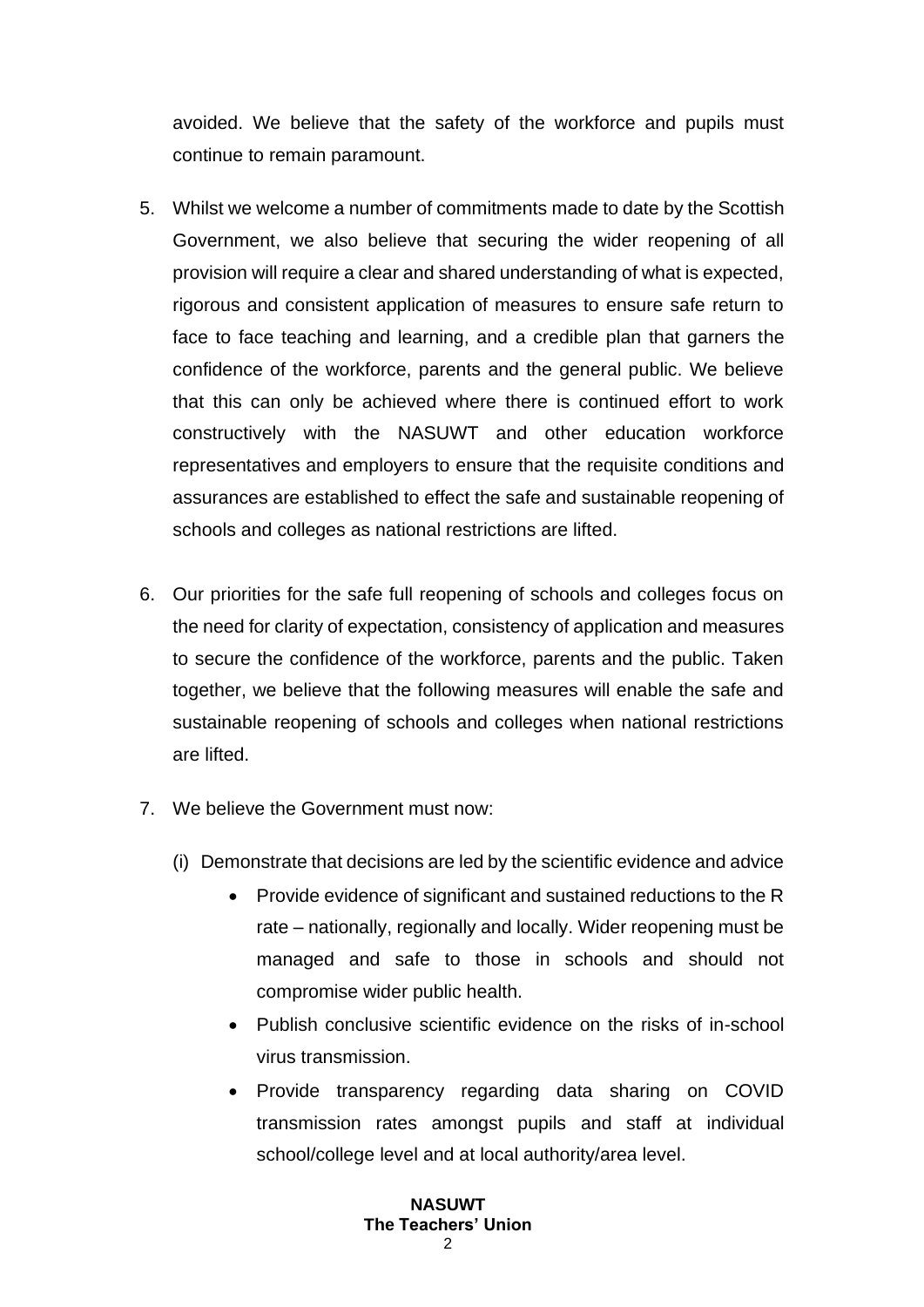avoided. We believe that the safety of the workforce and pupils must continue to remain paramount.

5. Whilst we welcome a number of commitments made to date by the Scottish Government, we also believe that securing the wider reopening of all provision will require a clear and shared understanding of what is expected, rigorous and consistent application of measures to ensure safe return to face to face teaching and learning, and a credible plan that garners the confidence of the workforce, parents and the general public. We believe that this can only be achieved where there is continued effort to work constructively with the NASUWT and other education workforce representatives and employers to ensure that the requisite conditions and assurances are established to effect the safe and sustainable reopening of schools and colleges as national restrictions are lifted.

6. Our priorities for the safe full reopening of schools and colleges focus on the need for clarity of expectation, consistency of application and measures to secure the confidence of the workforce, parents and the public. Taken together, we believe that the following measures will enable the safe and sustainable reopening of schools and colleges when national restrictions are lifted.

7. We believe the Government must now:

   (i) Demonstrate that decisions are led by the scientific evidence and advice

   - Provide evidence of significant and sustained reductions to the R rate – nationally, regionally and locally. Wider reopening must be managed and safe to those in schools and should not compromise wider public health.
   - Publish conclusive scientific evidence on the risks of in-school virus transmission.
   - Provide transparency regarding data sharing on COVID transmission rates amongst pupils and staff at individual school/college level and at local authority/area level.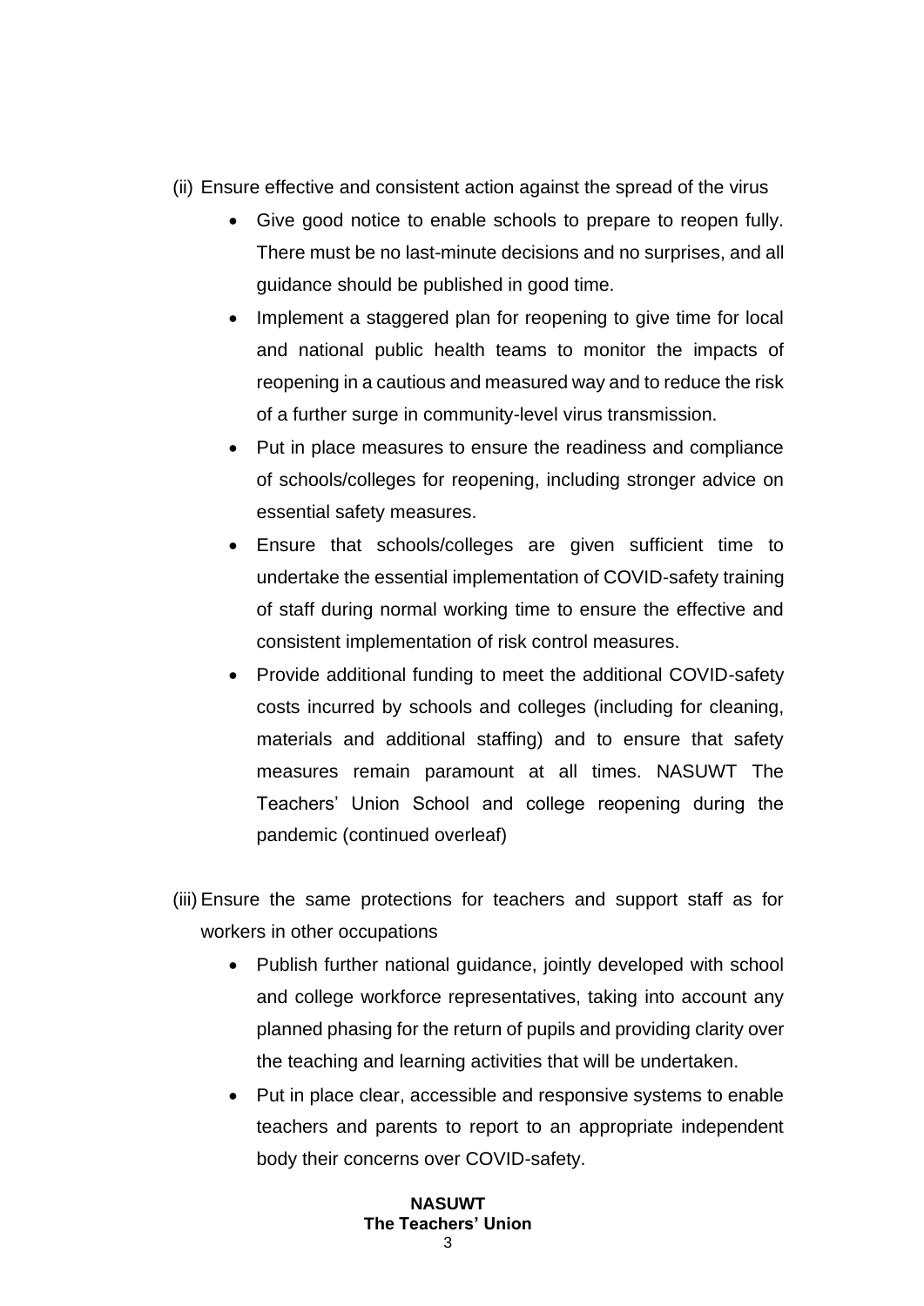(ii) Ensure effective and consistent action against the spread of the virus

- Give good notice to enable schools to prepare to reopen fully. There must be no last-minute decisions and no surprises, and all guidance should be published in good time.
- Implement a staggered plan for reopening to give time for local and national public health teams to monitor the impacts of reopening in a cautious and measured way and to reduce the risk of a further surge in community-level virus transmission.
- Put in place measures to ensure the readiness and compliance of schools/colleges for reopening, including stronger advice on essential safety measures.
- Ensure that schools/colleges are given sufficient time to undertake the essential implementation of COVID-safety training of staff during normal working time to ensure the effective and consistent implementation of risk control measures.
- Provide additional funding to meet the additional COVID-safety costs incurred by schools and colleges (including for cleaning, materials and additional staffing) and to ensure that safety measures remain paramount at all times. NASUWT The Teachers' Union School and college reopening during the pandemic (continued overleaf)

(iii) Ensure the same protections for teachers and support staff as for workers in other occupations

- Publish further national guidance, jointly developed with school and college workforce representatives, taking into account any planned phasing for the return of pupils and providing clarity over the teaching and learning activities that will be undertaken.
- Put in place clear, accessible and responsive systems to enable teachers and parents to report to an appropriate independent body their concerns over COVID-safety.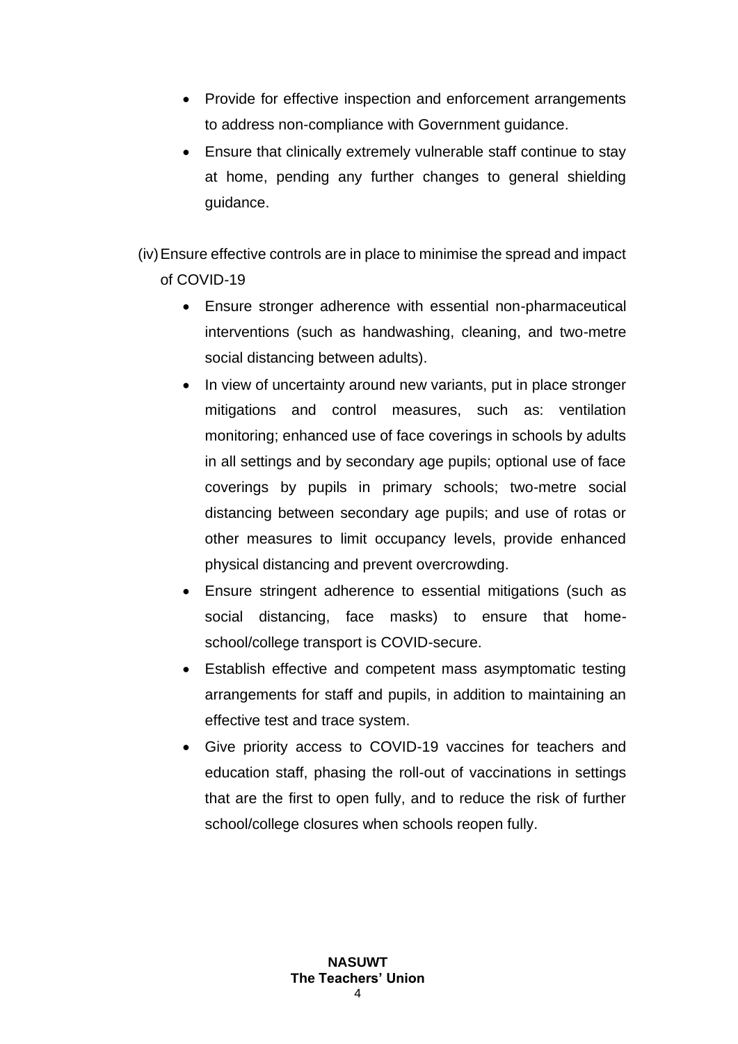- Provide for effective inspection and enforcement arrangements to address non-compliance with Government guidance.
- Ensure that clinically extremely vulnerable staff continue to stay at home, pending any further changes to general shielding guidance.

(iv) Ensure effective controls are in place to minimise the spread and impact of COVID-19

- Ensure stronger adherence with essential non-pharmaceutical interventions (such as handwashing, cleaning, and two-metre social distancing between adults).
- In view of uncertainty around new variants, put in place stronger mitigations and control measures, such as: ventilation monitoring; enhanced use of face coverings in schools by adults in all settings and by secondary age pupils; optional use of face coverings by pupils in primary schools; two-metre social distancing between secondary age pupils; and use of rotas or other measures to limit occupancy levels, provide enhanced physical distancing and prevent overcrowding.
- Ensure stringent adherence to essential mitigations (such as social distancing, face masks) to ensure that home-school/college transport is COVID-secure.
- Establish effective and competent mass asymptomatic testing arrangements for staff and pupils, in addition to maintaining an effective test and trace system.
- Give priority access to COVID-19 vaccines for teachers and education staff, phasing the roll-out of vaccinations in settings that are the first to open fully, and to reduce the risk of further school/college closures when schools reopen fully.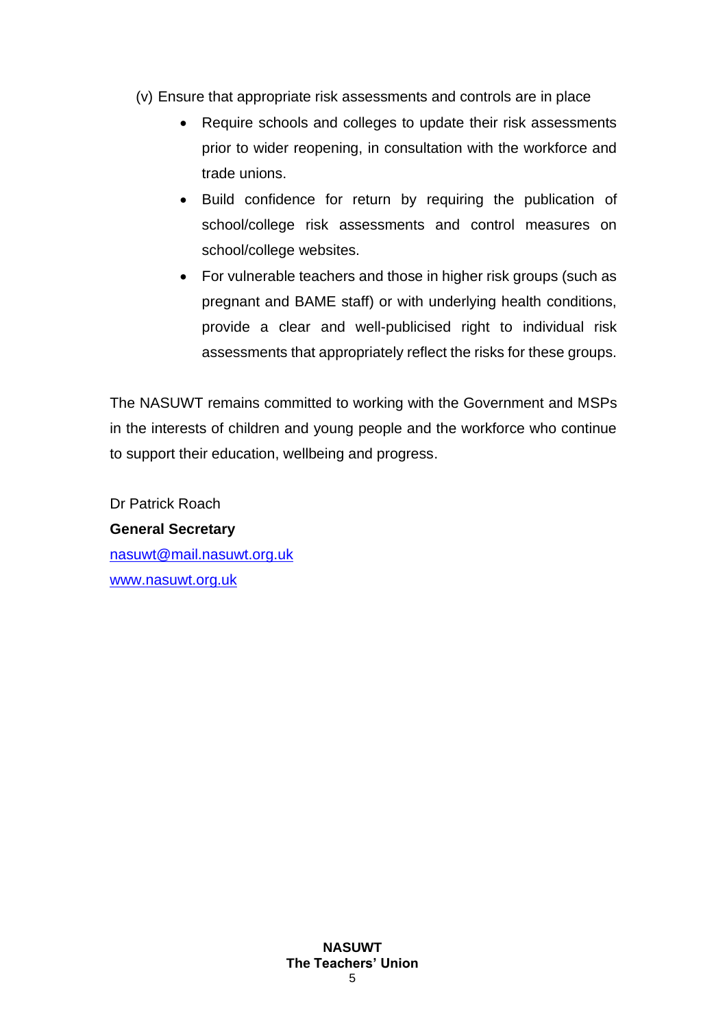(v) Ensure that appropriate risk assessments and controls are in place

- Require schools and colleges to update their risk assessments prior to wider reopening, in consultation with the workforce and trade unions.
- Build confidence for return by requiring the publication of school/college risk assessments and control measures on school/college websites.
- For vulnerable teachers and those in higher risk groups (such as pregnant and BAME staff) or with underlying health conditions, provide a clear and well-publicised right to individual risk assessments that appropriately reflect the risks for these groups.

The NASUWT remains committed to working with the Government and MSPs in the interests of children and young people and the workforce who continue to support their education, wellbeing and progress.

Dr Patrick Roach
**General Secretary**
nasuwt@mail.nasuwt.org.uk
www.nasuwt.org.uk